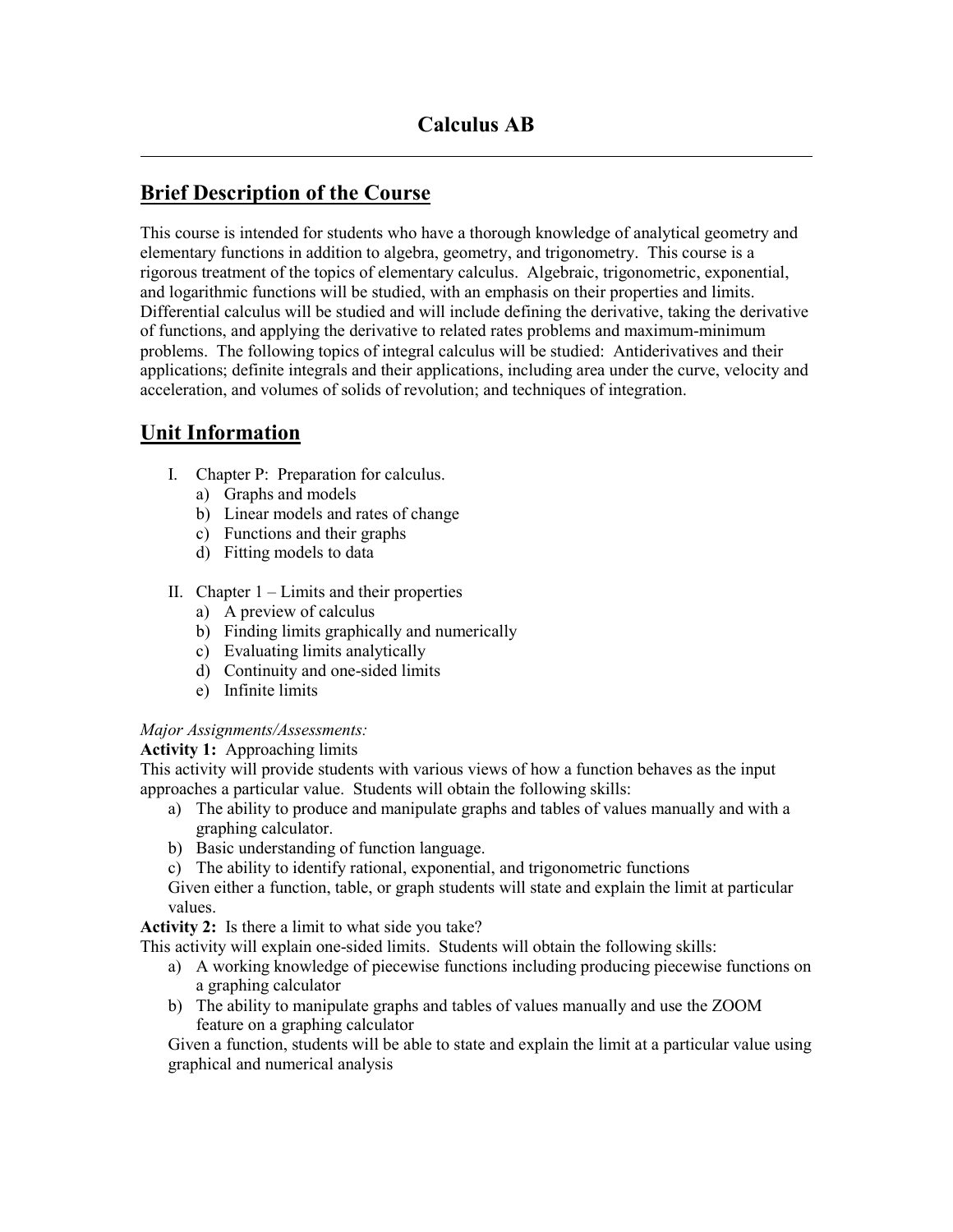# Calculus AB

## Brief Description of the Course

This course is intended for students who have a thorough knowledge of analytical geometry and elementary functions in addition to algebra, geometry, and trigonometry. This course is a rigorous treatment of the topics of elementary calculus. Algebraic, trigonometric, exponential, and logarithmic functions will be studied, with an emphasis on their properties and limits. Differential calculus will be studied and will include defining the derivative, taking the derivative of functions, and applying the derivative to related rates problems and maximum-minimum problems. The following topics of integral calculus will be studied: Antiderivatives and their applications; definite integrals and their applications, including area under the curve, velocity and acceleration, and volumes of solids of revolution; and techniques of integration.

## Unit Information

I. Chapter P: Preparation for calculus.
   a) Graphs and models
   b) Linear models and rates of change
   c) Functions and their graphs
   d) Fitting models to data

II. Chapter 1 – Limits and their properties
   a) A preview of calculus
   b) Finding limits graphically and numerically
   c) Evaluating limits analytically
   d) Continuity and one-sided limits
   e) Infinite limits

*Major Assignments/Assessments:*

**Activity 1:** Approaching limits

This activity will provide students with various views of how a function behaves as the input approaches a particular value. Students will obtain the following skills:

a) The ability to produce and manipulate graphs and tables of values manually and with a graphing calculator.
b) Basic understanding of function language.
c) The ability to identify rational, exponential, and trigonometric functions

Given either a function, table, or graph students will state and explain the limit at particular values.

**Activity 2:** Is there a limit to what side you take?

This activity will explain one-sided limits. Students will obtain the following skills:

a) A working knowledge of piecewise functions including producing piecewise functions on a graphing calculator
b) The ability to manipulate graphs and tables of values manually and use the ZOOM feature on a graphing calculator

Given a function, students will be able to state and explain the limit at a particular value using graphical and numerical analysis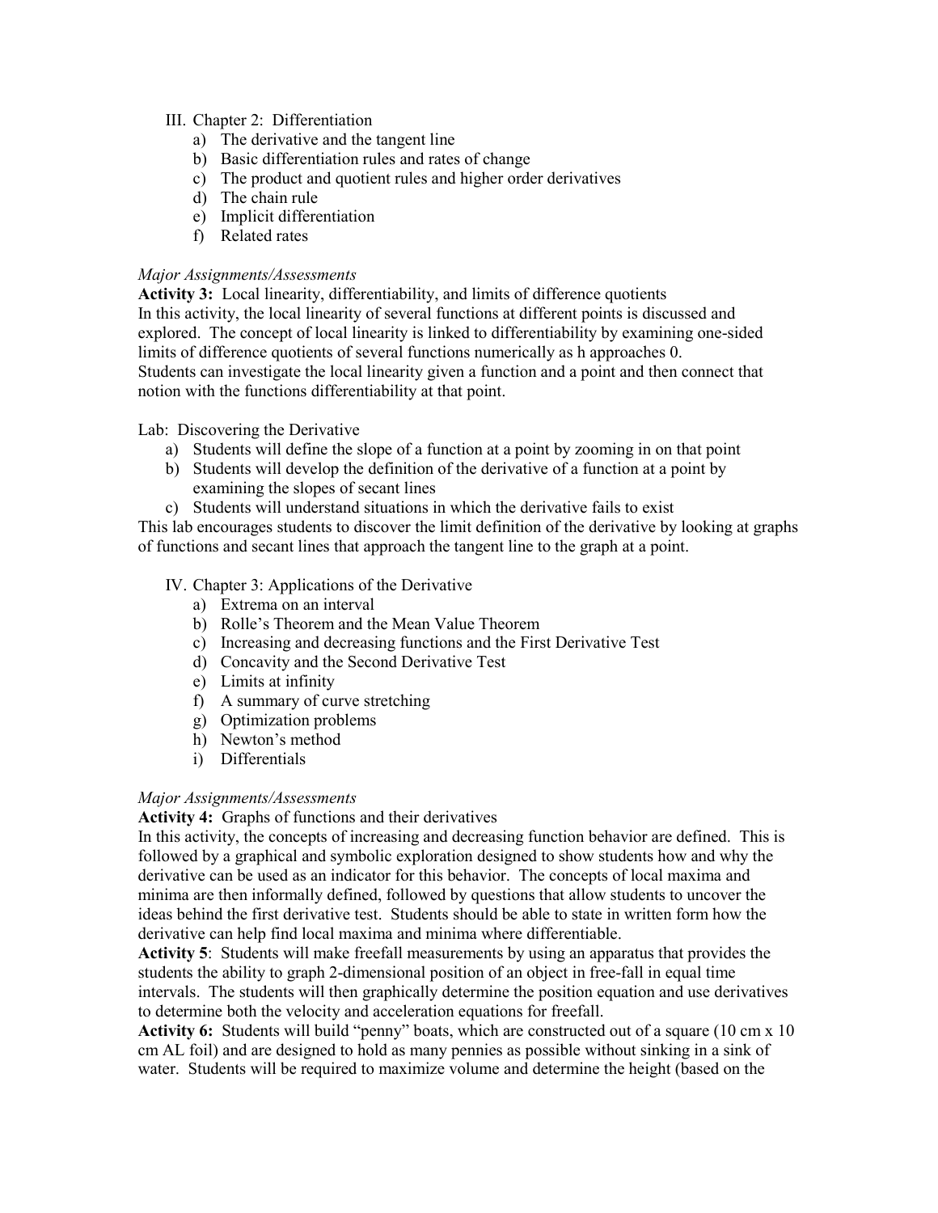III. Chapter 2: Differentiation
   a) The derivative and the tangent line
   b) Basic differentiation rules and rates of change
   c) The product and quotient rules and higher order derivatives
   d) The chain rule
   e) Implicit differentiation
   f) Related rates

*Major Assignments/Assessments*

**Activity 3:** Local linearity, differentiability, and limits of difference quotients
In this activity, the local linearity of several functions at different points is discussed and explored. The concept of local linearity is linked to differentiability by examining one-sided limits of difference quotients of several functions numerically as h approaches 0.
Students can investigate the local linearity given a function and a point and then connect that notion with the functions differentiability at that point.

Lab: Discovering the Derivative
   a) Students will define the slope of a function at a point by zooming in on that point
   b) Students will develop the definition of the derivative of a function at a point by examining the slopes of secant lines
   c) Students will understand situations in which the derivative fails to exist

This lab encourages students to discover the limit definition of the derivative by looking at graphs of functions and secant lines that approach the tangent line to the graph at a point.

IV. Chapter 3: Applications of the Derivative
   a) Extrema on an interval
   b) Rolle's Theorem and the Mean Value Theorem
   c) Increasing and decreasing functions and the First Derivative Test
   d) Concavity and the Second Derivative Test
   e) Limits at infinity
   f) A summary of curve stretching
   g) Optimization problems
   h) Newton's method
   i) Differentials

*Major Assignments/Assessments*

**Activity 4:** Graphs of functions and their derivatives
In this activity, the concepts of increasing and decreasing function behavior are defined. This is followed by a graphical and symbolic exploration designed to show students how and why the derivative can be used as an indicator for this behavior. The concepts of local maxima and minima are then informally defined, followed by questions that allow students to uncover the ideas behind the first derivative test. Students should be able to state in written form how the derivative can help find local maxima and minima where differentiable.

**Activity 5**: Students will make freefall measurements by using an apparatus that provides the students the ability to graph 2-dimensional position of an object in free-fall in equal time intervals. The students will then graphically determine the position equation and use derivatives to determine both the velocity and acceleration equations for freefall.

**Activity 6:** Students will build "penny" boats, which are constructed out of a square (10 cm x 10 cm AL foil) and are designed to hold as many pennies as possible without sinking in a sink of water. Students will be required to maximize volume and determine the height (based on the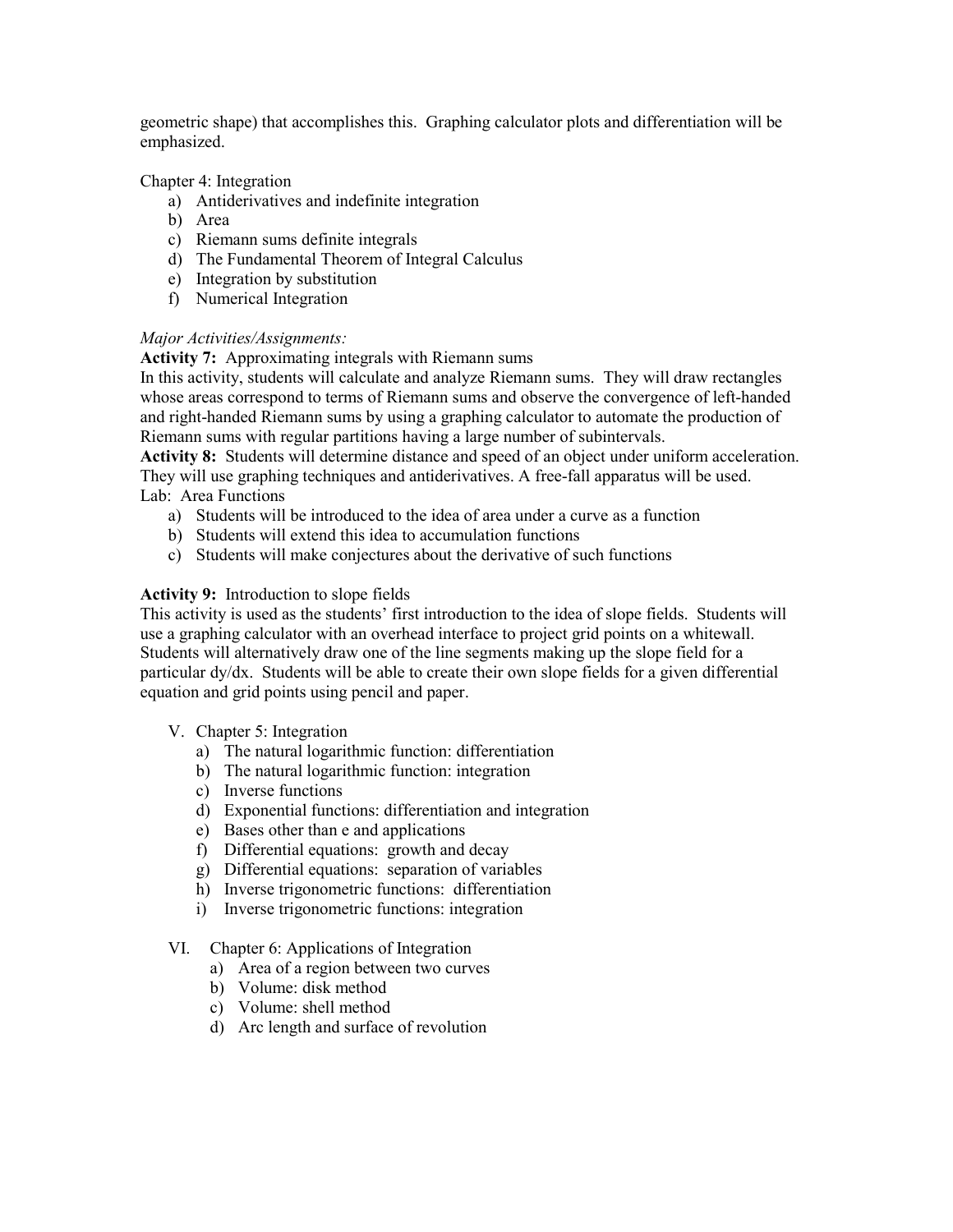geometric shape) that accomplishes this. Graphing calculator plots and differentiation will be emphasized.

Chapter 4: Integration

a) Antiderivatives and indefinite integration
b) Area
c) Riemann sums definite integrals
d) The Fundamental Theorem of Integral Calculus
e) Integration by substitution
f) Numerical Integration

*Major Activities/Assignments:*

**Activity 7:** Approximating integrals with Riemann sums
In this activity, students will calculate and analyze Riemann sums. They will draw rectangles whose areas correspond to terms of Riemann sums and observe the convergence of left-handed and right-handed Riemann sums by using a graphing calculator to automate the production of Riemann sums with regular partitions having a large number of subintervals.

**Activity 8:** Students will determine distance and speed of an object under uniform acceleration. They will use graphing techniques and antiderivatives. A free-fall apparatus will be used.

Lab: Area Functions

a) Students will be introduced to the idea of area under a curve as a function
b) Students will extend this idea to accumulation functions
c) Students will make conjectures about the derivative of such functions

**Activity 9:** Introduction to slope fields
This activity is used as the students' first introduction to the idea of slope fields. Students will use a graphing calculator with an overhead interface to project grid points on a whitewall. Students will alternatively draw one of the line segments making up the slope field for a particular dy/dx. Students will be able to create their own slope fields for a given differential equation and grid points using pencil and paper.

V. Chapter 5: Integration

a) The natural logarithmic function: differentiation
b) The natural logarithmic function: integration
c) Inverse functions
d) Exponential functions: differentiation and integration
e) Bases other than e and applications
f) Differential equations: growth and decay
g) Differential equations: separation of variables
h) Inverse trigonometric functions: differentiation
i) Inverse trigonometric functions: integration

VI. Chapter 6: Applications of Integration

a) Area of a region between two curves
b) Volume: disk method
c) Volume: shell method
d) Arc length and surface of revolution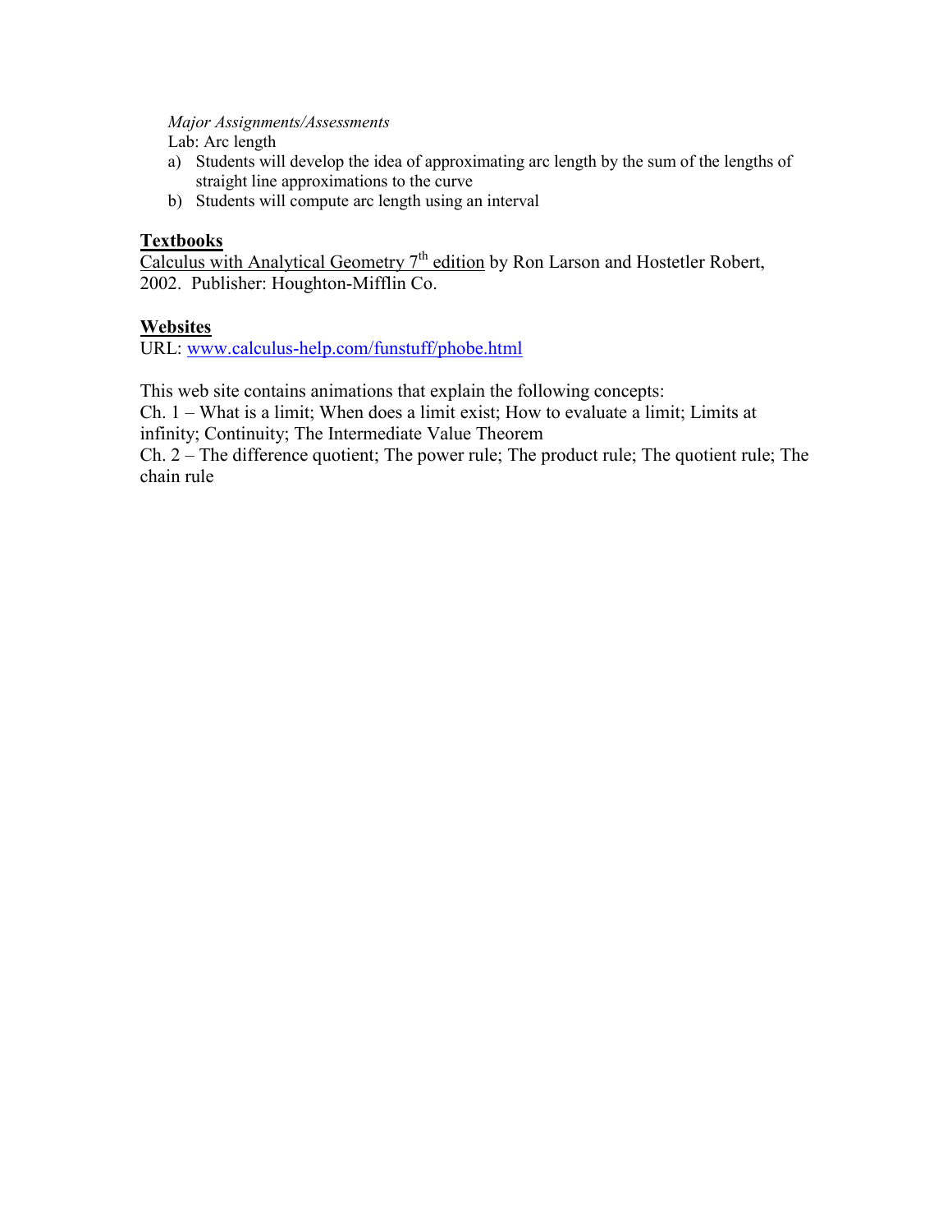*Major Assignments/Assessments*

Lab: Arc length

a) Students will develop the idea of approximating arc length by the sum of the lengths of straight line approximations to the curve
b) Students will compute arc length using an interval

**Textbooks**

Calculus with Analytical Geometry 7th edition by Ron Larson and Hostetler Robert, 2002. Publisher: Houghton-Mifflin Co.

**Websites**

URL: www.calculus-help.com/funstuff/phobe.html

This web site contains animations that explain the following concepts:

Ch. 1 – What is a limit; When does a limit exist; How to evaluate a limit; Limits at infinity; Continuity; The Intermediate Value Theorem

Ch. 2 – The difference quotient; The power rule; The product rule; The quotient rule; The chain rule